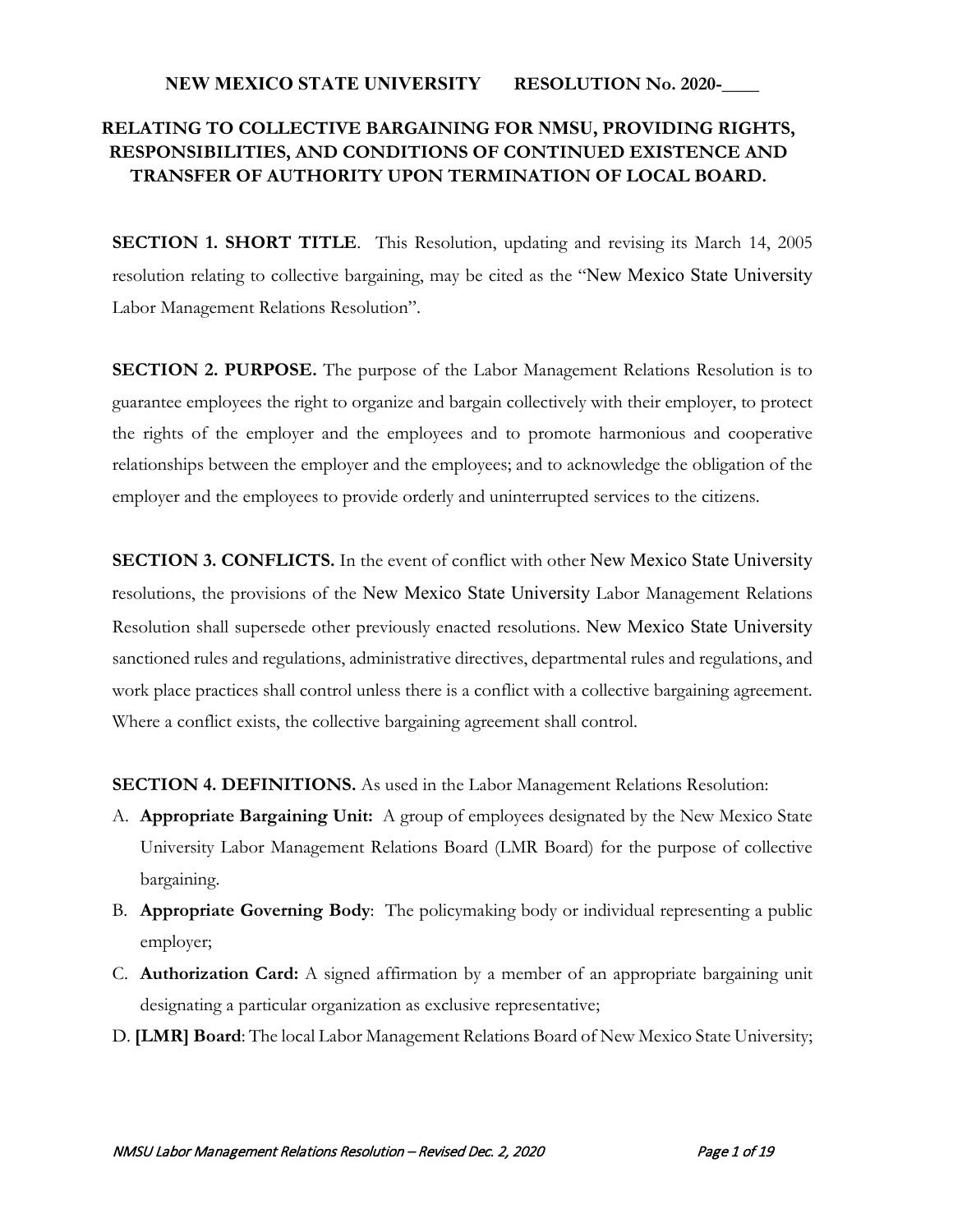**NEW MEXICO STATE UNIVERSITY RESOLUTION No. 2020-____**

# RELATING TO COLLECTIVE BARGAINING FOR NMSU, PROVIDING RIGHTS, RESPONSIBILITIES, AND CONDITIONS OF CONTINUED EXISTENCE AND TRANSFER OF AUTHORITY UPON TERMINATION OF LOCAL BOARD.

**SECTION 1. SHORT TITLE**. This Resolution, updating and revising its March 14, 2005 resolution relating to collective bargaining, may be cited as the "New Mexico State University Labor Management Relations Resolution".

**SECTION 2. PURPOSE.** The purpose of the Labor Management Relations Resolution is to guarantee employees the right to organize and bargain collectively with their employer, to protect the rights of the employer and the employees and to promote harmonious and cooperative relationships between the employer and the employees; and to acknowledge the obligation of the employer and the employees to provide orderly and uninterrupted services to the citizens.

**SECTION 3. CONFLICTS.** In the event of conflict with other New Mexico State University resolutions, the provisions of the New Mexico State University Labor Management Relations Resolution shall supersede other previously enacted resolutions. New Mexico State University sanctioned rules and regulations, administrative directives, departmental rules and regulations, and work place practices shall control unless there is a conflict with a collective bargaining agreement. Where a conflict exists, the collective bargaining agreement shall control.

**SECTION 4. DEFINITIONS.** As used in the Labor Management Relations Resolution:

A. **Appropriate Bargaining Unit:** A group of employees designated by the New Mexico State University Labor Management Relations Board (LMR Board) for the purpose of collective bargaining.

B. **Appropriate Governing Body**: The policymaking body or individual representing a public employer;

C. **Authorization Card:** A signed affirmation by a member of an appropriate bargaining unit designating a particular organization as exclusive representative;

D. **[LMR] Board**: The local Labor Management Relations Board of New Mexico State University;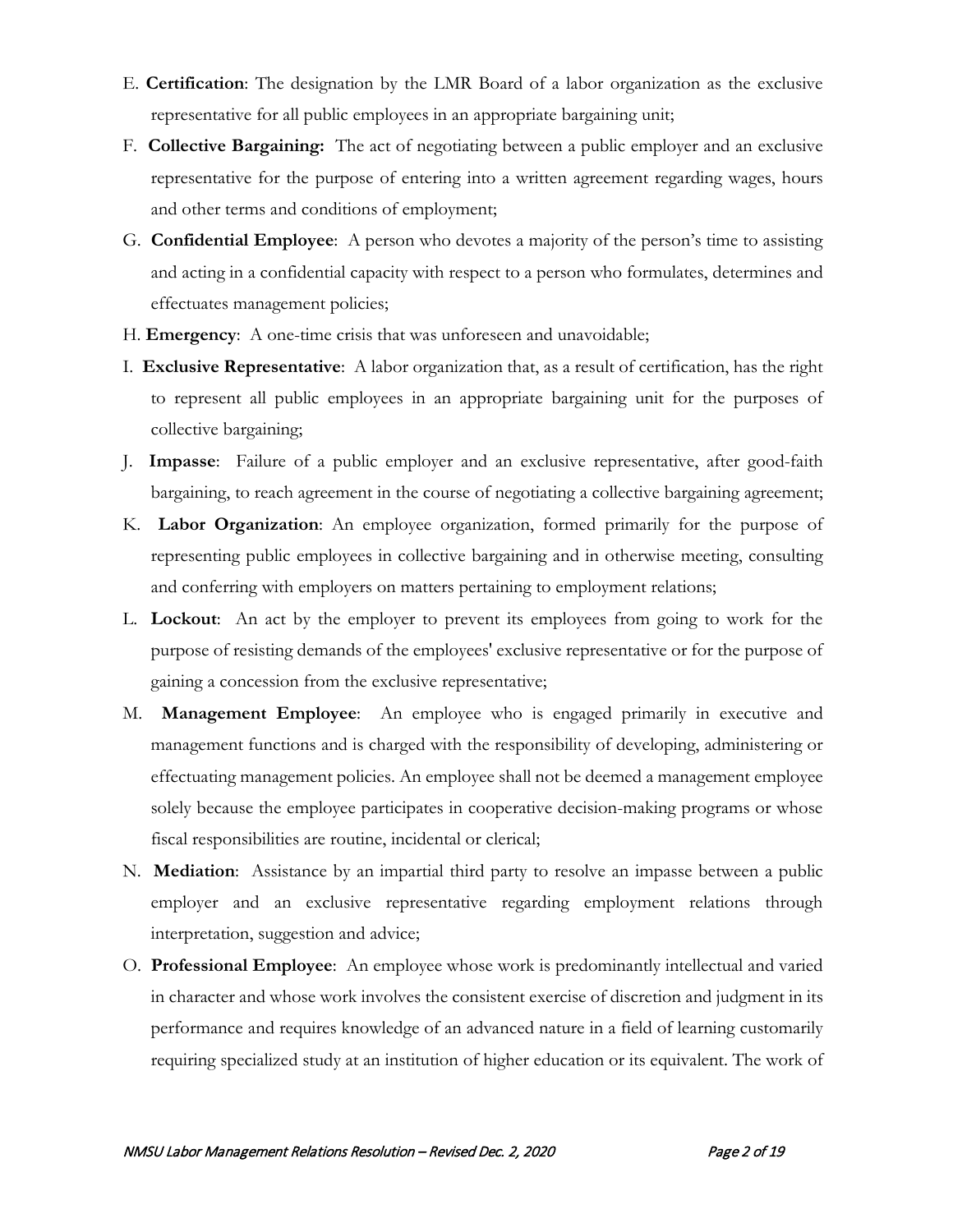E. **Certification**: The designation by the LMR Board of a labor organization as the exclusive representative for all public employees in an appropriate bargaining unit;

F. **Collective Bargaining:** The act of negotiating between a public employer and an exclusive representative for the purpose of entering into a written agreement regarding wages, hours and other terms and conditions of employment;

G. **Confidential Employee**: A person who devotes a majority of the person's time to assisting and acting in a confidential capacity with respect to a person who formulates, determines and effectuates management policies;

H. **Emergency**: A one-time crisis that was unforeseen and unavoidable;

I. **Exclusive Representative**: A labor organization that, as a result of certification, has the right to represent all public employees in an appropriate bargaining unit for the purposes of collective bargaining;

J. **Impasse**: Failure of a public employer and an exclusive representative, after good-faith bargaining, to reach agreement in the course of negotiating a collective bargaining agreement;

K. **Labor Organization**: An employee organization, formed primarily for the purpose of representing public employees in collective bargaining and in otherwise meeting, consulting and conferring with employers on matters pertaining to employment relations;

L. **Lockout**: An act by the employer to prevent its employees from going to work for the purpose of resisting demands of the employees' exclusive representative or for the purpose of gaining a concession from the exclusive representative;

M. **Management Employee**: An employee who is engaged primarily in executive and management functions and is charged with the responsibility of developing, administering or effectuating management policies. An employee shall not be deemed a management employee solely because the employee participates in cooperative decision-making programs or whose fiscal responsibilities are routine, incidental or clerical;

N. **Mediation**: Assistance by an impartial third party to resolve an impasse between a public employer and an exclusive representative regarding employment relations through interpretation, suggestion and advice;

O. **Professional Employee**: An employee whose work is predominantly intellectual and varied in character and whose work involves the consistent exercise of discretion and judgment in its performance and requires knowledge of an advanced nature in a field of learning customarily requiring specialized study at an institution of higher education or its equivalent. The work of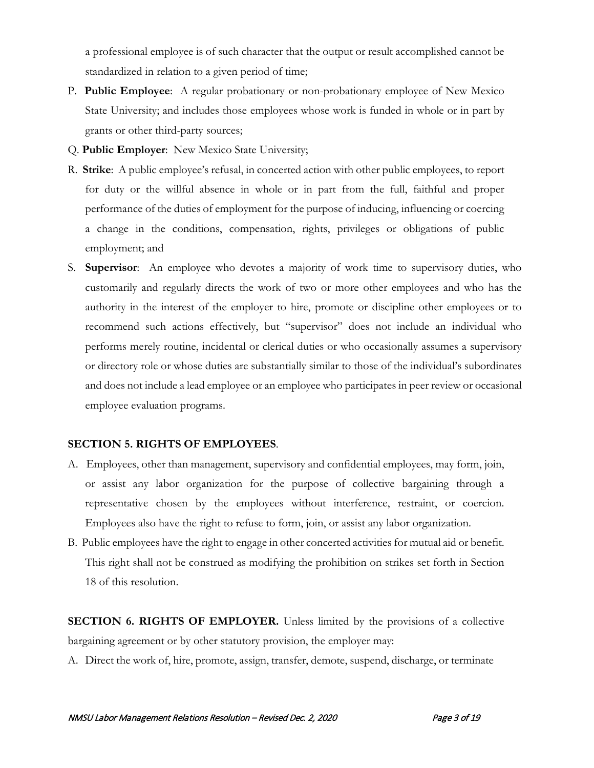a professional employee is of such character that the output or result accomplished cannot be standardized in relation to a given period of time;

P. **Public Employee**: A regular probationary or non-probationary employee of New Mexico State University; and includes those employees whose work is funded in whole or in part by grants or other third-party sources;

Q. **Public Employer**: New Mexico State University;

R. **Strike**: A public employee's refusal, in concerted action with other public employees, to report for duty or the willful absence in whole or in part from the full, faithful and proper performance of the duties of employment for the purpose of inducing, influencing or coercing a change in the conditions, compensation, rights, privileges or obligations of public employment; and

S. **Supervisor**: An employee who devotes a majority of work time to supervisory duties, who customarily and regularly directs the work of two or more other employees and who has the authority in the interest of the employer to hire, promote or discipline other employees or to recommend such actions effectively, but "supervisor" does not include an individual who performs merely routine, incidental or clerical duties or who occasionally assumes a supervisory or directory role or whose duties are substantially similar to those of the individual's subordinates and does not include a lead employee or an employee who participates in peer review or occasional employee evaluation programs.

**SECTION 5. RIGHTS OF EMPLOYEES**.

A. Employees, other than management, supervisory and confidential employees, may form, join, or assist any labor organization for the purpose of collective bargaining through a representative chosen by the employees without interference, restraint, or coercion. Employees also have the right to refuse to form, join, or assist any labor organization.

B. Public employees have the right to engage in other concerted activities for mutual aid or benefit. This right shall not be construed as modifying the prohibition on strikes set forth in Section 18 of this resolution.

**SECTION 6. RIGHTS OF EMPLOYER.** Unless limited by the provisions of a collective bargaining agreement or by other statutory provision, the employer may:

A. Direct the work of, hire, promote, assign, transfer, demote, suspend, discharge, or terminate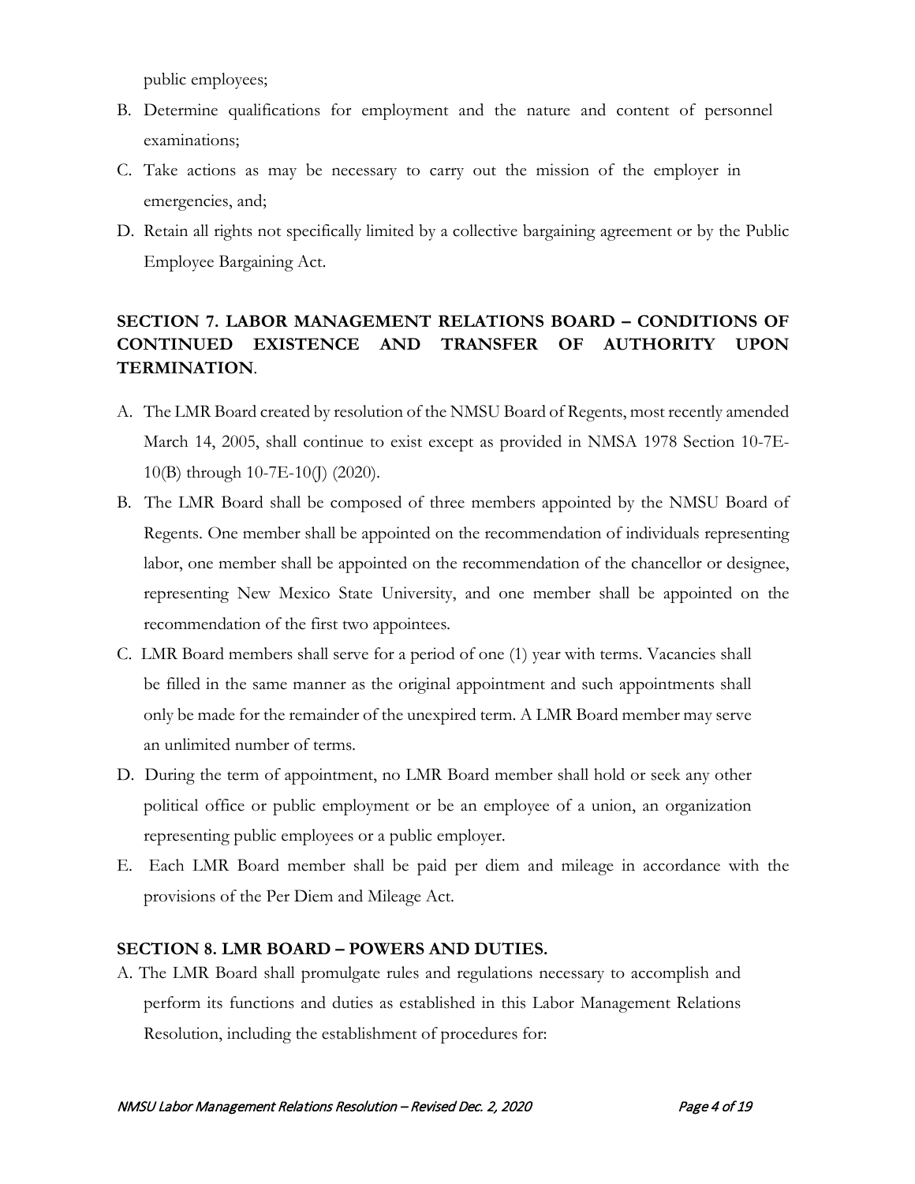public employees;

B. Determine qualifications for employment and the nature and content of personnel examinations;

C. Take actions as may be necessary to carry out the mission of the employer in emergencies, and;

D. Retain all rights not specifically limited by a collective bargaining agreement or by the Public Employee Bargaining Act.

## SECTION 7. LABOR MANAGEMENT RELATIONS BOARD – CONDITIONS OF CONTINUED EXISTENCE AND TRANSFER OF AUTHORITY UPON TERMINATION.

A. The LMR Board created by resolution of the NMSU Board of Regents, most recently amended March 14, 2005, shall continue to exist except as provided in NMSA 1978 Section 10-7E-10(B) through 10-7E-10(J) (2020).

B. The LMR Board shall be composed of three members appointed by the NMSU Board of Regents. One member shall be appointed on the recommendation of individuals representing labor, one member shall be appointed on the recommendation of the chancellor or designee, representing New Mexico State University, and one member shall be appointed on the recommendation of the first two appointees.

C. LMR Board members shall serve for a period of one (1) year with terms. Vacancies shall be filled in the same manner as the original appointment and such appointments shall only be made for the remainder of the unexpired term. A LMR Board member may serve an unlimited number of terms.

D. During the term of appointment, no LMR Board member shall hold or seek any other political office or public employment or be an employee of a union, an organization representing public employees or a public employer.

E. Each LMR Board member shall be paid per diem and mileage in accordance with the provisions of the Per Diem and Mileage Act.

## SECTION 8. LMR BOARD – POWERS AND DUTIES.

A. The LMR Board shall promulgate rules and regulations necessary to accomplish and perform its functions and duties as established in this Labor Management Relations Resolution, including the establishment of procedures for: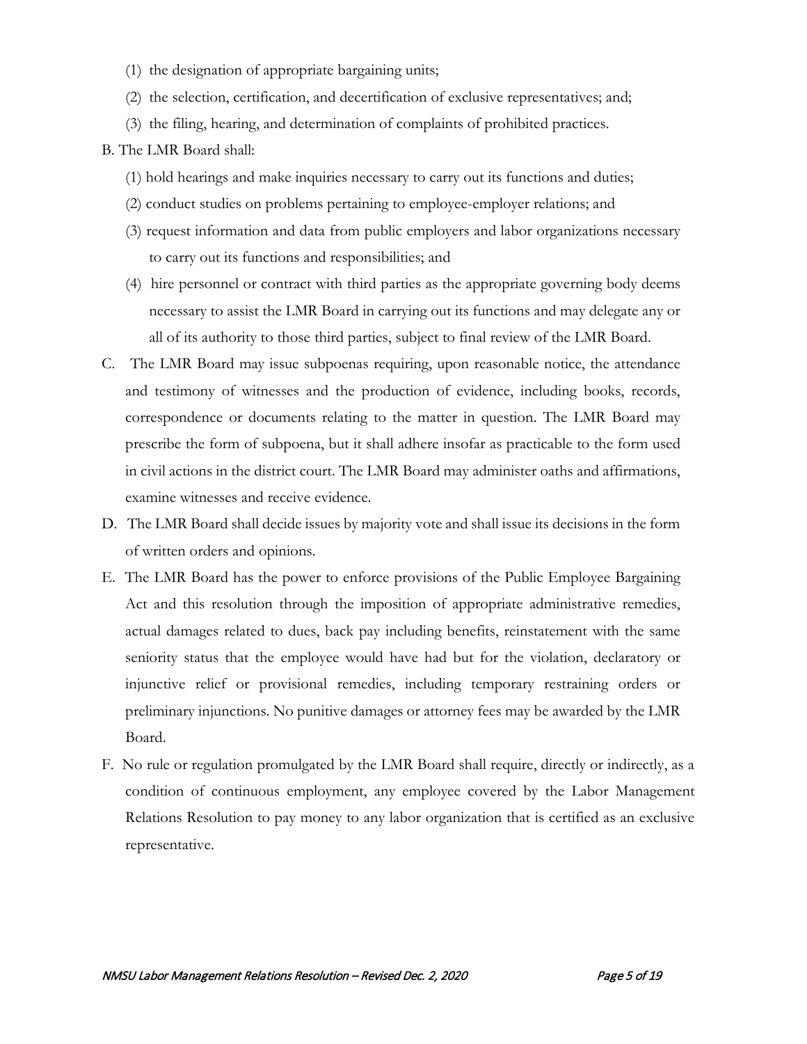(1) the designation of appropriate bargaining units;

(2) the selection, certification, and decertification of exclusive representatives; and;

(3) the filing, hearing, and determination of complaints of prohibited practices.

B. The LMR Board shall:

(1) hold hearings and make inquiries necessary to carry out its functions and duties;

(2) conduct studies on problems pertaining to employee-employer relations; and

(3) request information and data from public employers and labor organizations necessary to carry out its functions and responsibilities; and

(4) hire personnel or contract with third parties as the appropriate governing body deems necessary to assist the LMR Board in carrying out its functions and may delegate any or all of its authority to those third parties, subject to final review of the LMR Board.

C. The LMR Board may issue subpoenas requiring, upon reasonable notice, the attendance and testimony of witnesses and the production of evidence, including books, records, correspondence or documents relating to the matter in question. The LMR Board may prescribe the form of subpoena, but it shall adhere insofar as practicable to the form used in civil actions in the district court. The LMR Board may administer oaths and affirmations, examine witnesses and receive evidence.

D. The LMR Board shall decide issues by majority vote and shall issue its decisions in the form of written orders and opinions.

E. The LMR Board has the power to enforce provisions of the Public Employee Bargaining Act and this resolution through the imposition of appropriate administrative remedies, actual damages related to dues, back pay including benefits, reinstatement with the same seniority status that the employee would have had but for the violation, declaratory or injunctive relief or provisional remedies, including temporary restraining orders or preliminary injunctions. No punitive damages or attorney fees may be awarded by the LMR Board.

F. No rule or regulation promulgated by the LMR Board shall require, directly or indirectly, as a condition of continuous employment, any employee covered by the Labor Management Relations Resolution to pay money to any labor organization that is certified as an exclusive representative.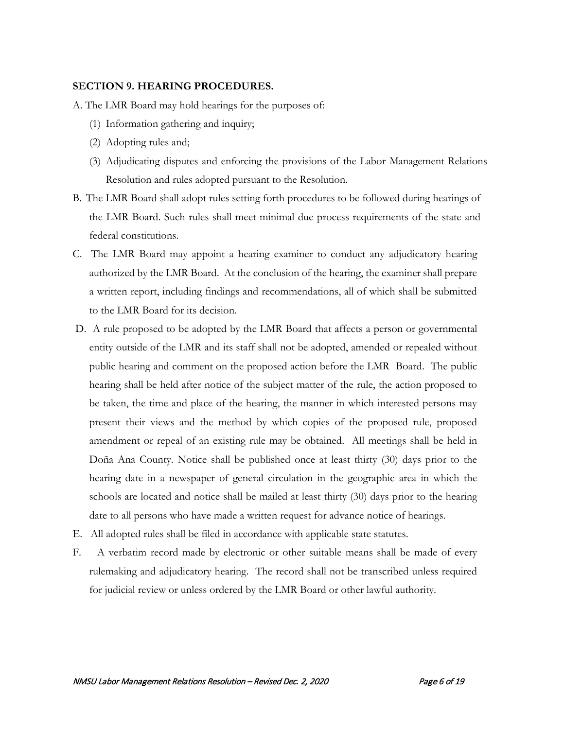**SECTION 9. HEARING PROCEDURES.**

A. The LMR Board may hold hearings for the purposes of:

(1) Information gathering and inquiry;

(2) Adopting rules and;

(3) Adjudicating disputes and enforcing the provisions of the Labor Management Relations Resolution and rules adopted pursuant to the Resolution.

B. The LMR Board shall adopt rules setting forth procedures to be followed during hearings of the LMR Board. Such rules shall meet minimal due process requirements of the state and federal constitutions.

C. The LMR Board may appoint a hearing examiner to conduct any adjudicatory hearing authorized by the LMR Board. At the conclusion of the hearing, the examiner shall prepare a written report, including findings and recommendations, all of which shall be submitted to the LMR Board for its decision.

D. A rule proposed to be adopted by the LMR Board that affects a person or governmental entity outside of the LMR and its staff shall not be adopted, amended or repealed without public hearing and comment on the proposed action before the LMR Board. The public hearing shall be held after notice of the subject matter of the rule, the action proposed to be taken, the time and place of the hearing, the manner in which interested persons may present their views and the method by which copies of the proposed rule, proposed amendment or repeal of an existing rule may be obtained. All meetings shall be held in Doña Ana County. Notice shall be published once at least thirty (30) days prior to the hearing date in a newspaper of general circulation in the geographic area in which the schools are located and notice shall be mailed at least thirty (30) days prior to the hearing date to all persons who have made a written request for advance notice of hearings.

E. All adopted rules shall be filed in accordance with applicable state statutes.

F. A verbatim record made by electronic or other suitable means shall be made of every rulemaking and adjudicatory hearing. The record shall not be transcribed unless required for judicial review or unless ordered by the LMR Board or other lawful authority.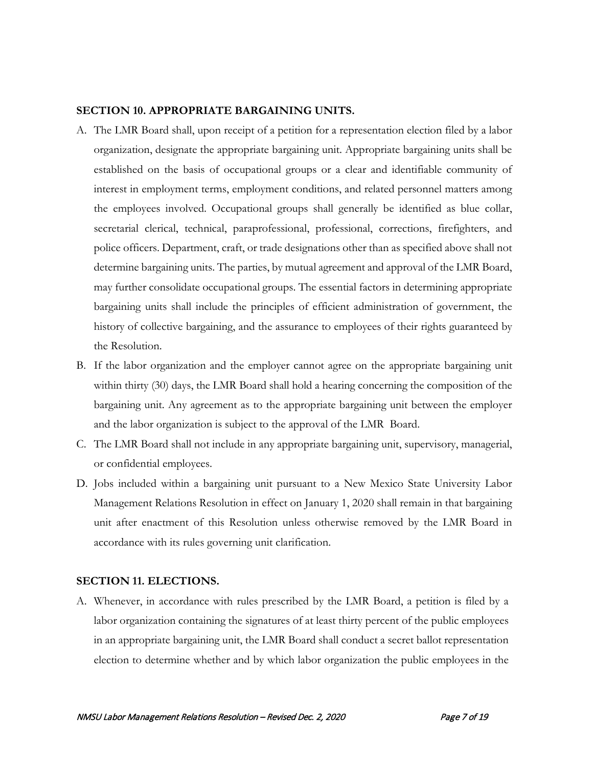### SECTION 10. APPROPRIATE BARGAINING UNITS.

A. The LMR Board shall, upon receipt of a petition for a representation election filed by a labor organization, designate the appropriate bargaining unit. Appropriate bargaining units shall be established on the basis of occupational groups or a clear and identifiable community of interest in employment terms, employment conditions, and related personnel matters among the employees involved. Occupational groups shall generally be identified as blue collar, secretarial clerical, technical, paraprofessional, professional, corrections, firefighters, and police officers. Department, craft, or trade designations other than as specified above shall not determine bargaining units. The parties, by mutual agreement and approval of the LMR Board, may further consolidate occupational groups. The essential factors in determining appropriate bargaining units shall include the principles of efficient administration of government, the history of collective bargaining, and the assurance to employees of their rights guaranteed by the Resolution.
B. If the labor organization and the employer cannot agree on the appropriate bargaining unit within thirty (30) days, the LMR Board shall hold a hearing concerning the composition of the bargaining unit. Any agreement as to the appropriate bargaining unit between the employer and the labor organization is subject to the approval of the LMR Board.
C. The LMR Board shall not include in any appropriate bargaining unit, supervisory, managerial, or confidential employees.
D. Jobs included within a bargaining unit pursuant to a New Mexico State University Labor Management Relations Resolution in effect on January 1, 2020 shall remain in that bargaining unit after enactment of this Resolution unless otherwise removed by the LMR Board in accordance with its rules governing unit clarification.

### SECTION 11. ELECTIONS.

A. Whenever, in accordance with rules prescribed by the LMR Board, a petition is filed by a labor organization containing the signatures of at least thirty percent of the public employees in an appropriate bargaining unit, the LMR Board shall conduct a secret ballot representation election to determine whether and by which labor organization the public employees in the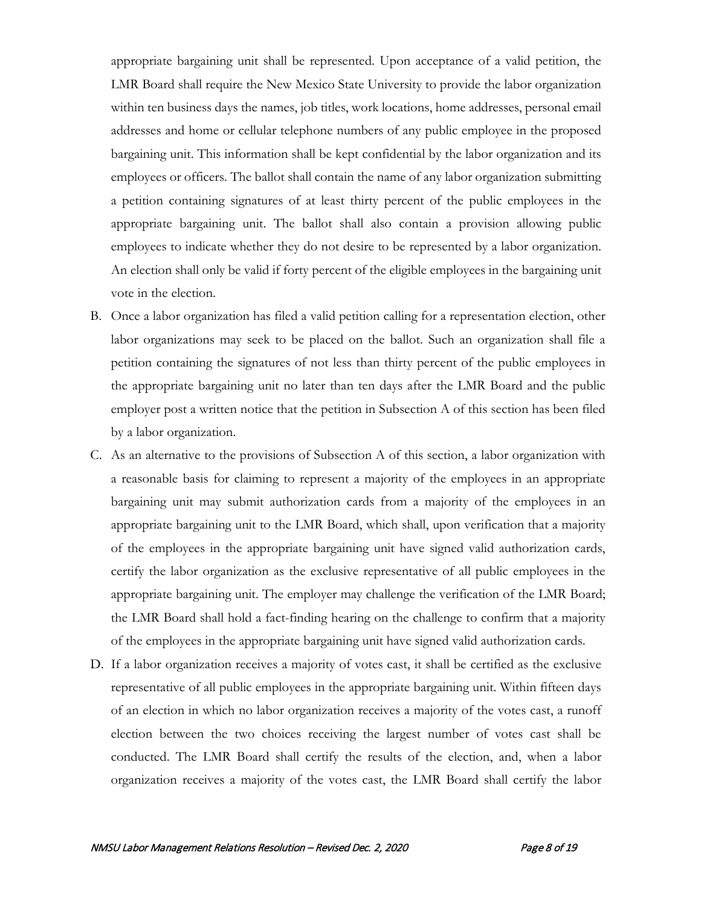appropriate bargaining unit shall be represented. Upon acceptance of a valid petition, the LMR Board shall require the New Mexico State University to provide the labor organization within ten business days the names, job titles, work locations, home addresses, personal email addresses and home or cellular telephone numbers of any public employee in the proposed bargaining unit. This information shall be kept confidential by the labor organization and its employees or officers. The ballot shall contain the name of any labor organization submitting a petition containing signatures of at least thirty percent of the public employees in the appropriate bargaining unit. The ballot shall also contain a provision allowing public employees to indicate whether they do not desire to be represented by a labor organization. An election shall only be valid if forty percent of the eligible employees in the bargaining unit vote in the election.

B. Once a labor organization has filed a valid petition calling for a representation election, other labor organizations may seek to be placed on the ballot. Such an organization shall file a petition containing the signatures of not less than thirty percent of the public employees in the appropriate bargaining unit no later than ten days after the LMR Board and the public employer post a written notice that the petition in Subsection A of this section has been filed by a labor organization.

C. As an alternative to the provisions of Subsection A of this section, a labor organization with a reasonable basis for claiming to represent a majority of the employees in an appropriate bargaining unit may submit authorization cards from a majority of the employees in an appropriate bargaining unit to the LMR Board, which shall, upon verification that a majority of the employees in the appropriate bargaining unit have signed valid authorization cards, certify the labor organization as the exclusive representative of all public employees in the appropriate bargaining unit. The employer may challenge the verification of the LMR Board; the LMR Board shall hold a fact-finding hearing on the challenge to confirm that a majority of the employees in the appropriate bargaining unit have signed valid authorization cards.

D. If a labor organization receives a majority of votes cast, it shall be certified as the exclusive representative of all public employees in the appropriate bargaining unit. Within fifteen days of an election in which no labor organization receives a majority of the votes cast, a runoff election between the two choices receiving the largest number of votes cast shall be conducted. The LMR Board shall certify the results of the election, and, when a labor organization receives a majority of the votes cast, the LMR Board shall certify the labor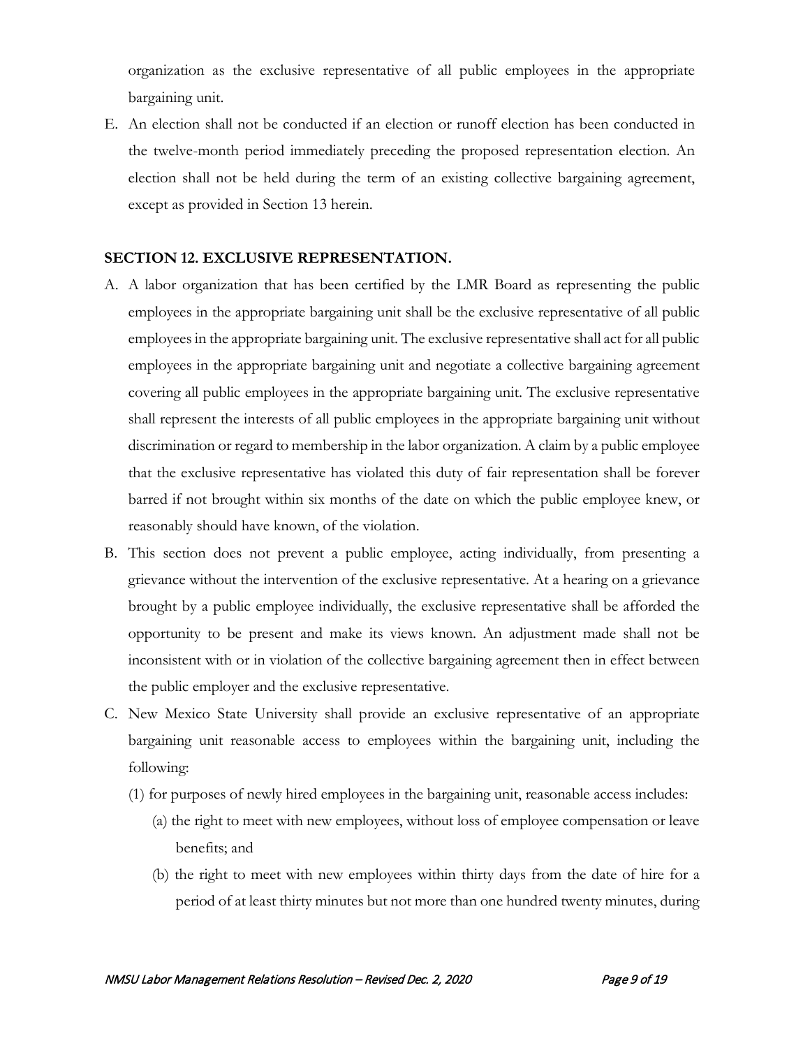organization as the exclusive representative of all public employees in the appropriate bargaining unit.

E. An election shall not be conducted if an election or runoff election has been conducted in the twelve-month period immediately preceding the proposed representation election. An election shall not be held during the term of an existing collective bargaining agreement, except as provided in Section 13 herein.

## SECTION 12. EXCLUSIVE REPRESENTATION.

A. A labor organization that has been certified by the LMR Board as representing the public employees in the appropriate bargaining unit shall be the exclusive representative of all public employees in the appropriate bargaining unit. The exclusive representative shall act for all public employees in the appropriate bargaining unit and negotiate a collective bargaining agreement covering all public employees in the appropriate bargaining unit. The exclusive representative shall represent the interests of all public employees in the appropriate bargaining unit without discrimination or regard to membership in the labor organization. A claim by a public employee that the exclusive representative has violated this duty of fair representation shall be forever barred if not brought within six months of the date on which the public employee knew, or reasonably should have known, of the violation.

B. This section does not prevent a public employee, acting individually, from presenting a grievance without the intervention of the exclusive representative. At a hearing on a grievance brought by a public employee individually, the exclusive representative shall be afforded the opportunity to be present and make its views known. An adjustment made shall not be inconsistent with or in violation of the collective bargaining agreement then in effect between the public employer and the exclusive representative.

C. New Mexico State University shall provide an exclusive representative of an appropriate bargaining unit reasonable access to employees within the bargaining unit, including the following:

   (1) for purposes of newly hired employees in the bargaining unit, reasonable access includes:

      (a) the right to meet with new employees, without loss of employee compensation or leave benefits; and

      (b) the right to meet with new employees within thirty days from the date of hire for a period of at least thirty minutes but not more than one hundred twenty minutes, during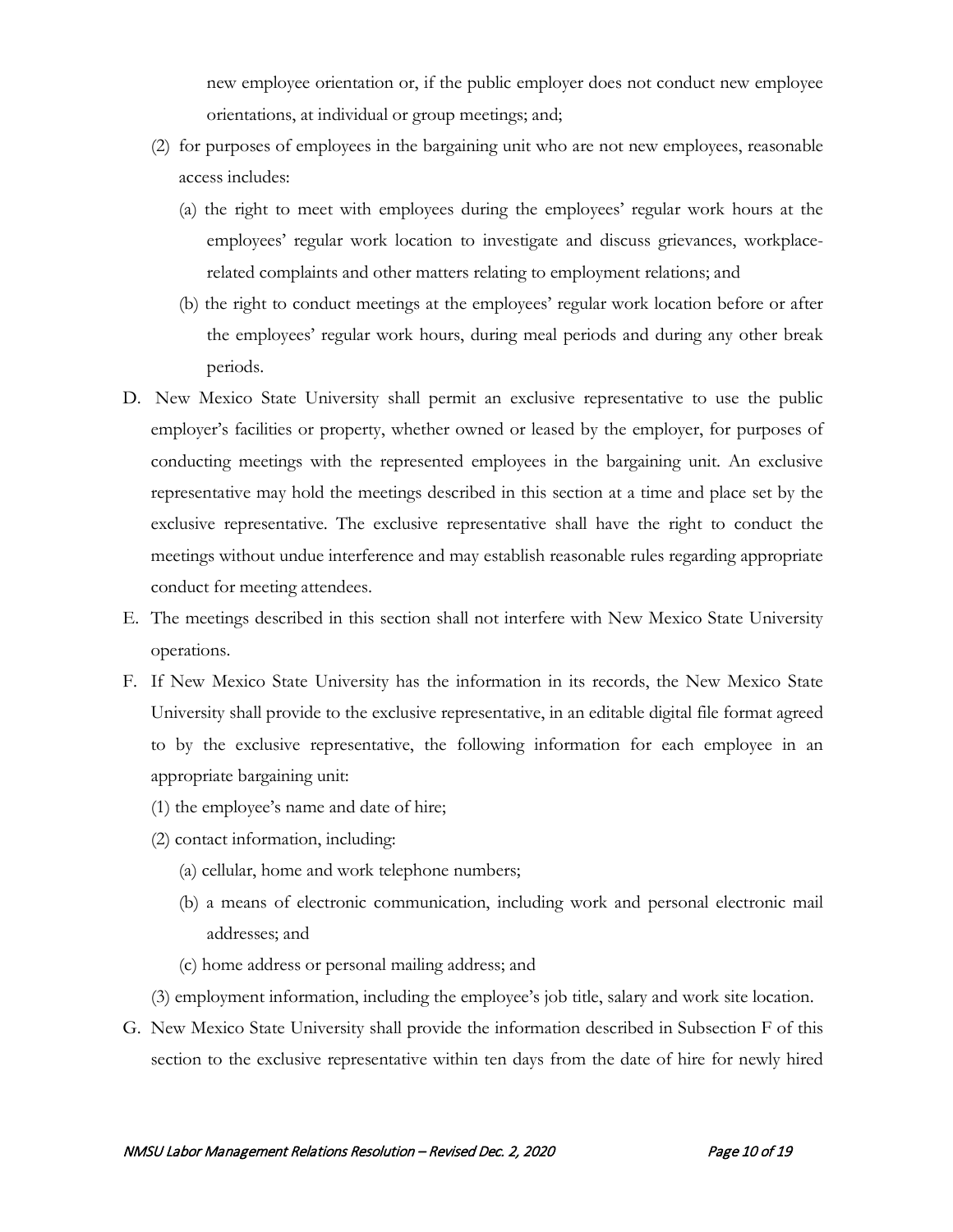new employee orientation or, if the public employer does not conduct new employee orientations, at individual or group meetings; and;

(2) for purposes of employees in the bargaining unit who are not new employees, reasonable access includes:

(a) the right to meet with employees during the employees' regular work hours at the employees' regular work location to investigate and discuss grievances, workplace-related complaints and other matters relating to employment relations; and

(b) the right to conduct meetings at the employees' regular work location before or after the employees' regular work hours, during meal periods and during any other break periods.

D. New Mexico State University shall permit an exclusive representative to use the public employer's facilities or property, whether owned or leased by the employer, for purposes of conducting meetings with the represented employees in the bargaining unit. An exclusive representative may hold the meetings described in this section at a time and place set by the exclusive representative. The exclusive representative shall have the right to conduct the meetings without undue interference and may establish reasonable rules regarding appropriate conduct for meeting attendees.

E. The meetings described in this section shall not interfere with New Mexico State University operations.

F. If New Mexico State University has the information in its records, the New Mexico State University shall provide to the exclusive representative, in an editable digital file format agreed to by the exclusive representative, the following information for each employee in an appropriate bargaining unit:

(1) the employee's name and date of hire;

(2) contact information, including:

(a) cellular, home and work telephone numbers;

(b) a means of electronic communication, including work and personal electronic mail addresses; and

(c) home address or personal mailing address; and

(3) employment information, including the employee's job title, salary and work site location.

G. New Mexico State University shall provide the information described in Subsection F of this section to the exclusive representative within ten days from the date of hire for newly hired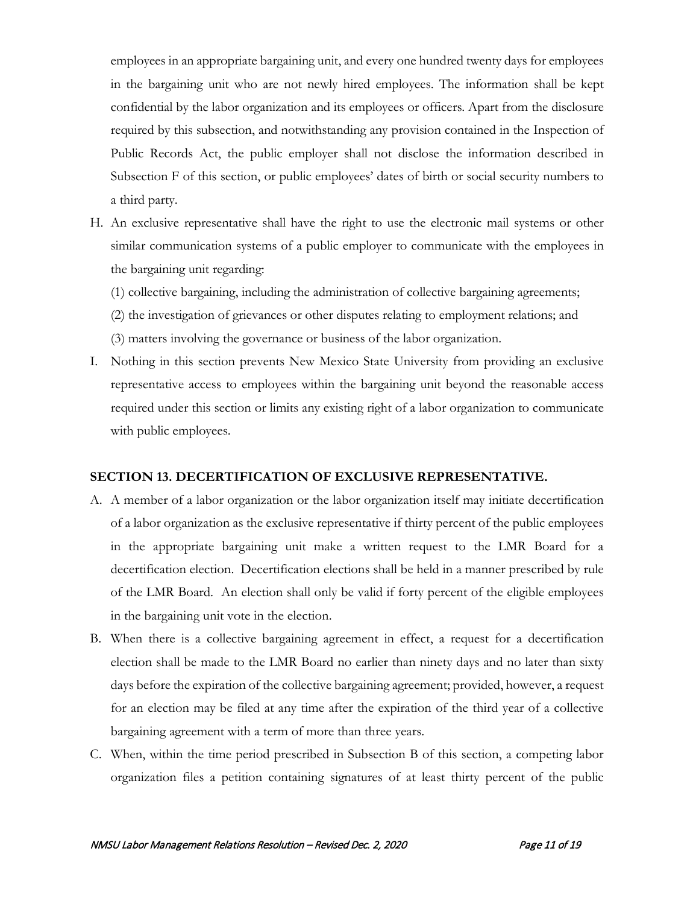employees in an appropriate bargaining unit, and every one hundred twenty days for employees in the bargaining unit who are not newly hired employees. The information shall be kept confidential by the labor organization and its employees or officers. Apart from the disclosure required by this subsection, and notwithstanding any provision contained in the Inspection of Public Records Act, the public employer shall not disclose the information described in Subsection F of this section, or public employees' dates of birth or social security numbers to a third party.

H. An exclusive representative shall have the right to use the electronic mail systems or other similar communication systems of a public employer to communicate with the employees in the bargaining unit regarding:

   (1) collective bargaining, including the administration of collective bargaining agreements;

   (2) the investigation of grievances or other disputes relating to employment relations; and

   (3) matters involving the governance or business of the labor organization.

I. Nothing in this section prevents New Mexico State University from providing an exclusive representative access to employees within the bargaining unit beyond the reasonable access required under this section or limits any existing right of a labor organization to communicate with public employees.

**SECTION 13. DECERTIFICATION OF EXCLUSIVE REPRESENTATIVE.**

A. A member of a labor organization or the labor organization itself may initiate decertification of a labor organization as the exclusive representative if thirty percent of the public employees in the appropriate bargaining unit make a written request to the LMR Board for a decertification election. Decertification elections shall be held in a manner prescribed by rule of the LMR Board. An election shall only be valid if forty percent of the eligible employees in the bargaining unit vote in the election.

B. When there is a collective bargaining agreement in effect, a request for a decertification election shall be made to the LMR Board no earlier than ninety days and no later than sixty days before the expiration of the collective bargaining agreement; provided, however, a request for an election may be filed at any time after the expiration of the third year of a collective bargaining agreement with a term of more than three years.

C. When, within the time period prescribed in Subsection B of this section, a competing labor organization files a petition containing signatures of at least thirty percent of the public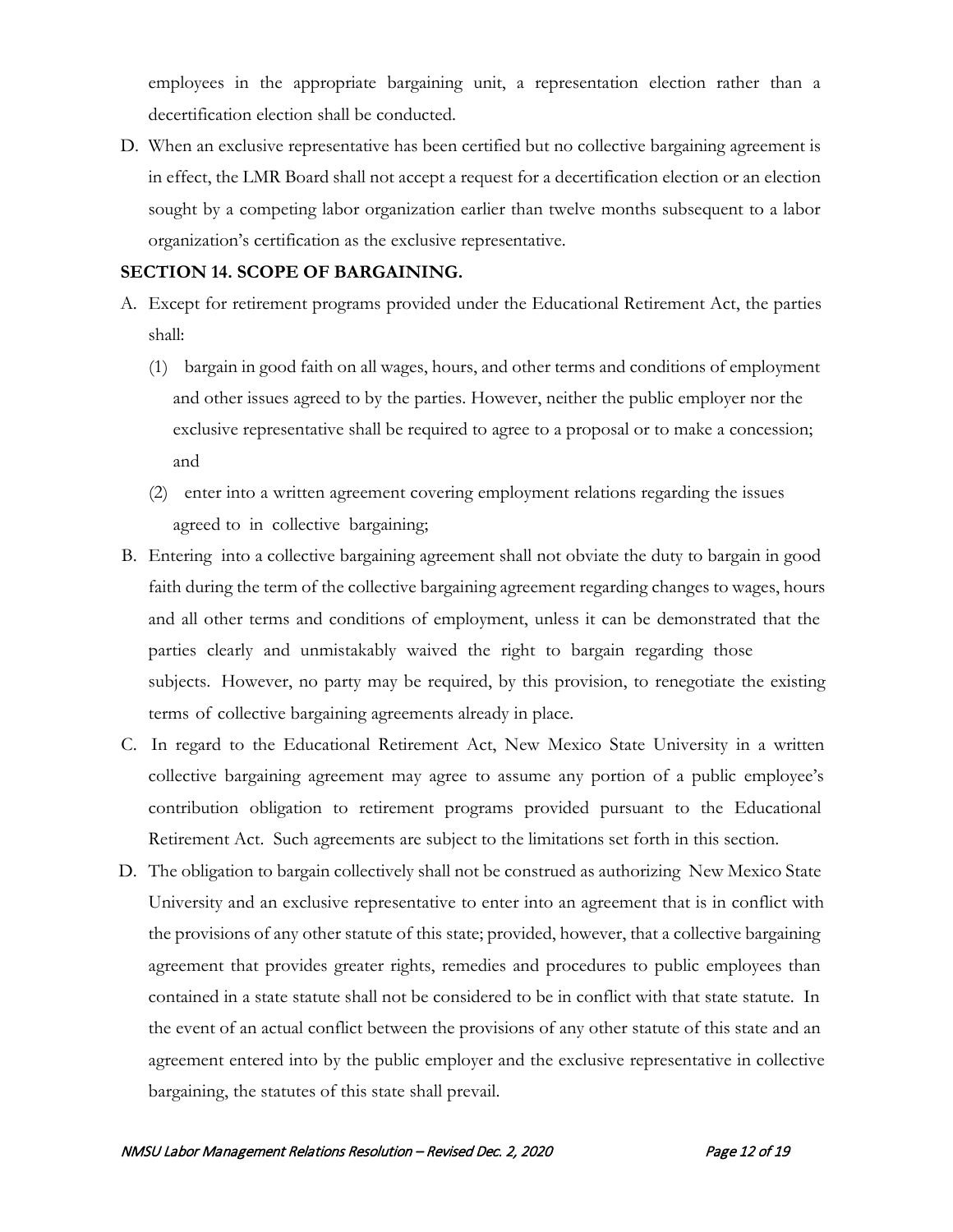employees in the appropriate bargaining unit, a representation election rather than a decertification election shall be conducted.

D. When an exclusive representative has been certified but no collective bargaining agreement is in effect, the LMR Board shall not accept a request for a decertification election or an election sought by a competing labor organization earlier than twelve months subsequent to a labor organization's certification as the exclusive representative.

**SECTION 14. SCOPE OF BARGAINING.**

A. Except for retirement programs provided under the Educational Retirement Act, the parties shall:

   (1) bargain in good faith on all wages, hours, and other terms and conditions of employment and other issues agreed to by the parties. However, neither the public employer nor the exclusive representative shall be required to agree to a proposal or to make a concession; and

   (2) enter into a written agreement covering employment relations regarding the issues agreed to in collective bargaining;

B. Entering into a collective bargaining agreement shall not obviate the duty to bargain in good faith during the term of the collective bargaining agreement regarding changes to wages, hours and all other terms and conditions of employment, unless it can be demonstrated that the parties clearly and unmistakably waived the right to bargain regarding those subjects. However, no party may be required, by this provision, to renegotiate the existing terms of collective bargaining agreements already in place.

C. In regard to the Educational Retirement Act, New Mexico State University in a written collective bargaining agreement may agree to assume any portion of a public employee's contribution obligation to retirement programs provided pursuant to the Educational Retirement Act. Such agreements are subject to the limitations set forth in this section.

D. The obligation to bargain collectively shall not be construed as authorizing New Mexico State University and an exclusive representative to enter into an agreement that is in conflict with the provisions of any other statute of this state; provided, however, that a collective bargaining agreement that provides greater rights, remedies and procedures to public employees than contained in a state statute shall not be considered to be in conflict with that state statute. In the event of an actual conflict between the provisions of any other statute of this state and an agreement entered into by the public employer and the exclusive representative in collective bargaining, the statutes of this state shall prevail.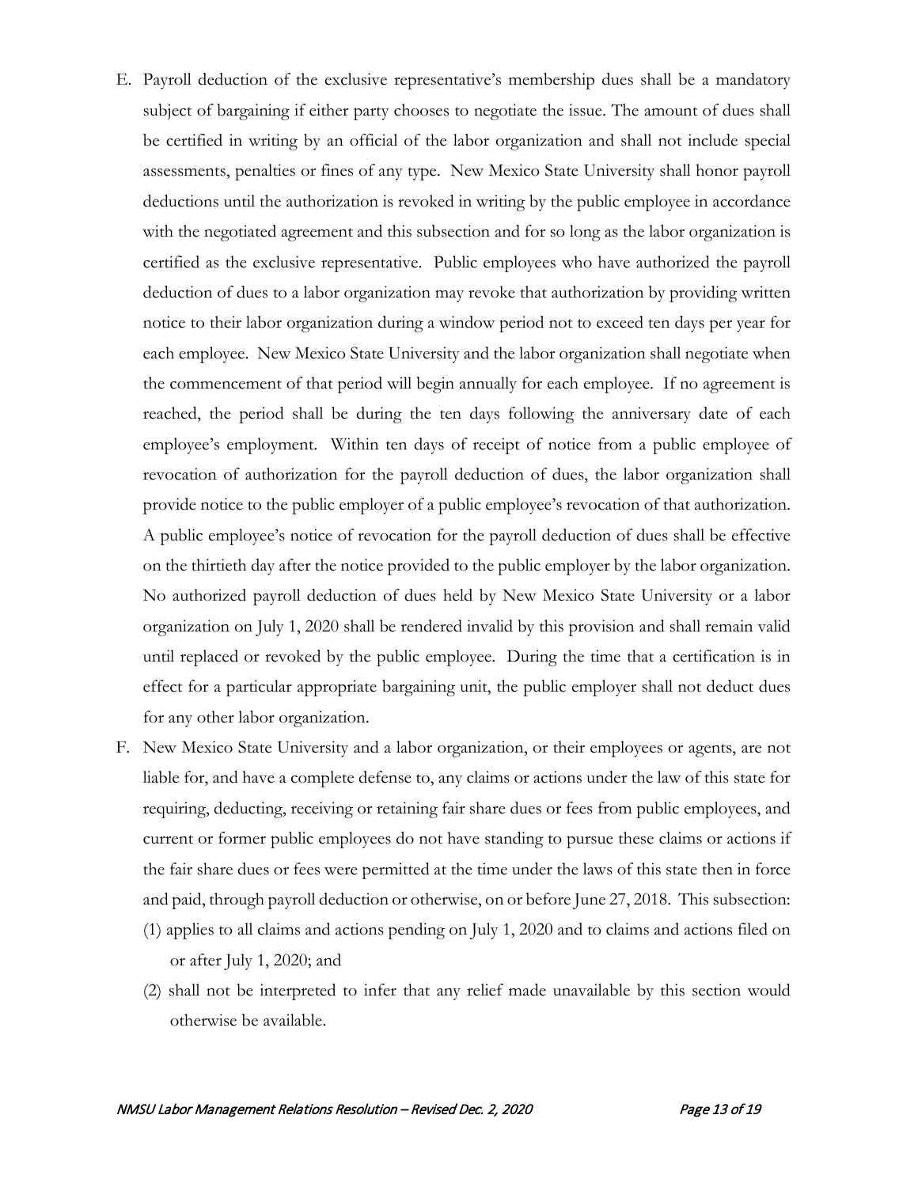E. Payroll deduction of the exclusive representative's membership dues shall be a mandatory subject of bargaining if either party chooses to negotiate the issue. The amount of dues shall be certified in writing by an official of the labor organization and shall not include special assessments, penalties or fines of any type. New Mexico State University shall honor payroll deductions until the authorization is revoked in writing by the public employee in accordance with the negotiated agreement and this subsection and for so long as the labor organization is certified as the exclusive representative. Public employees who have authorized the payroll deduction of dues to a labor organization may revoke that authorization by providing written notice to their labor organization during a window period not to exceed ten days per year for each employee. New Mexico State University and the labor organization shall negotiate when the commencement of that period will begin annually for each employee. If no agreement is reached, the period shall be during the ten days following the anniversary date of each employee's employment. Within ten days of receipt of notice from a public employee of revocation of authorization for the payroll deduction of dues, the labor organization shall provide notice to the public employer of a public employee's revocation of that authorization. A public employee's notice of revocation for the payroll deduction of dues shall be effective on the thirtieth day after the notice provided to the public employer by the labor organization. No authorized payroll deduction of dues held by New Mexico State University or a labor organization on July 1, 2020 shall be rendered invalid by this provision and shall remain valid until replaced or revoked by the public employee. During the time that a certification is in effect for a particular appropriate bargaining unit, the public employer shall not deduct dues for any other labor organization.

F. New Mexico State University and a labor organization, or their employees or agents, are not liable for, and have a complete defense to, any claims or actions under the law of this state for requiring, deducting, receiving or retaining fair share dues or fees from public employees, and current or former public employees do not have standing to pursue these claims or actions if the fair share dues or fees were permitted at the time under the laws of this state then in force and paid, through payroll deduction or otherwise, on or before June 27, 2018. This subsection:
   (1) applies to all claims and actions pending on July 1, 2020 and to claims and actions filed on or after July 1, 2020; and
   (2) shall not be interpreted to infer that any relief made unavailable by this section would otherwise be available.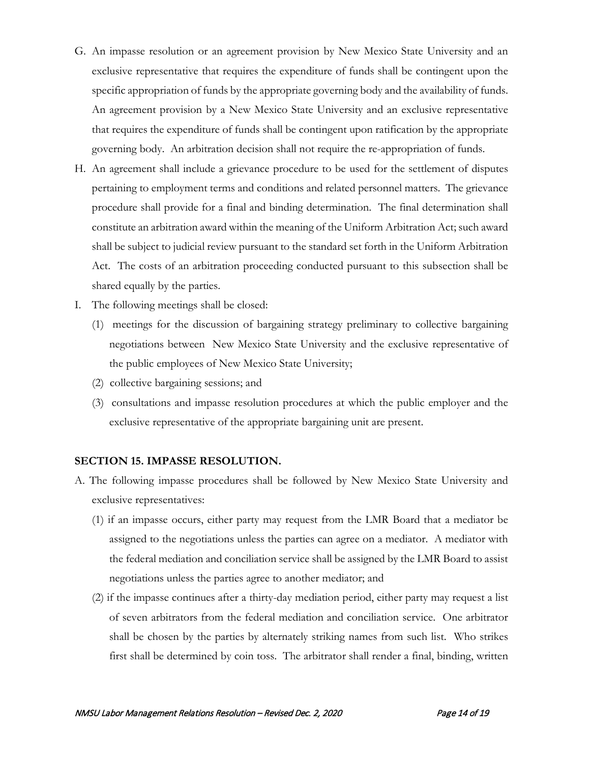G. An impasse resolution or an agreement provision by New Mexico State University and an exclusive representative that requires the expenditure of funds shall be contingent upon the specific appropriation of funds by the appropriate governing body and the availability of funds. An agreement provision by a New Mexico State University and an exclusive representative that requires the expenditure of funds shall be contingent upon ratification by the appropriate governing body. An arbitration decision shall not require the re-appropriation of funds.

H. An agreement shall include a grievance procedure to be used for the settlement of disputes pertaining to employment terms and conditions and related personnel matters. The grievance procedure shall provide for a final and binding determination. The final determination shall constitute an arbitration award within the meaning of the Uniform Arbitration Act; such award shall be subject to judicial review pursuant to the standard set forth in the Uniform Arbitration Act. The costs of an arbitration proceeding conducted pursuant to this subsection shall be shared equally by the parties.

I. The following meetings shall be closed:

   (1) meetings for the discussion of bargaining strategy preliminary to collective bargaining negotiations between New Mexico State University and the exclusive representative of the public employees of New Mexico State University;

   (2) collective bargaining sessions; and

   (3) consultations and impasse resolution procedures at which the public employer and the exclusive representative of the appropriate bargaining unit are present.

**SECTION 15. IMPASSE RESOLUTION.**

A. The following impasse procedures shall be followed by New Mexico State University and exclusive representatives:

   (1) if an impasse occurs, either party may request from the LMR Board that a mediator be assigned to the negotiations unless the parties can agree on a mediator. A mediator with the federal mediation and conciliation service shall be assigned by the LMR Board to assist negotiations unless the parties agree to another mediator; and

   (2) if the impasse continues after a thirty-day mediation period, either party may request a list of seven arbitrators from the federal mediation and conciliation service. One arbitrator shall be chosen by the parties by alternately striking names from such list. Who strikes first shall be determined by coin toss. The arbitrator shall render a final, binding, written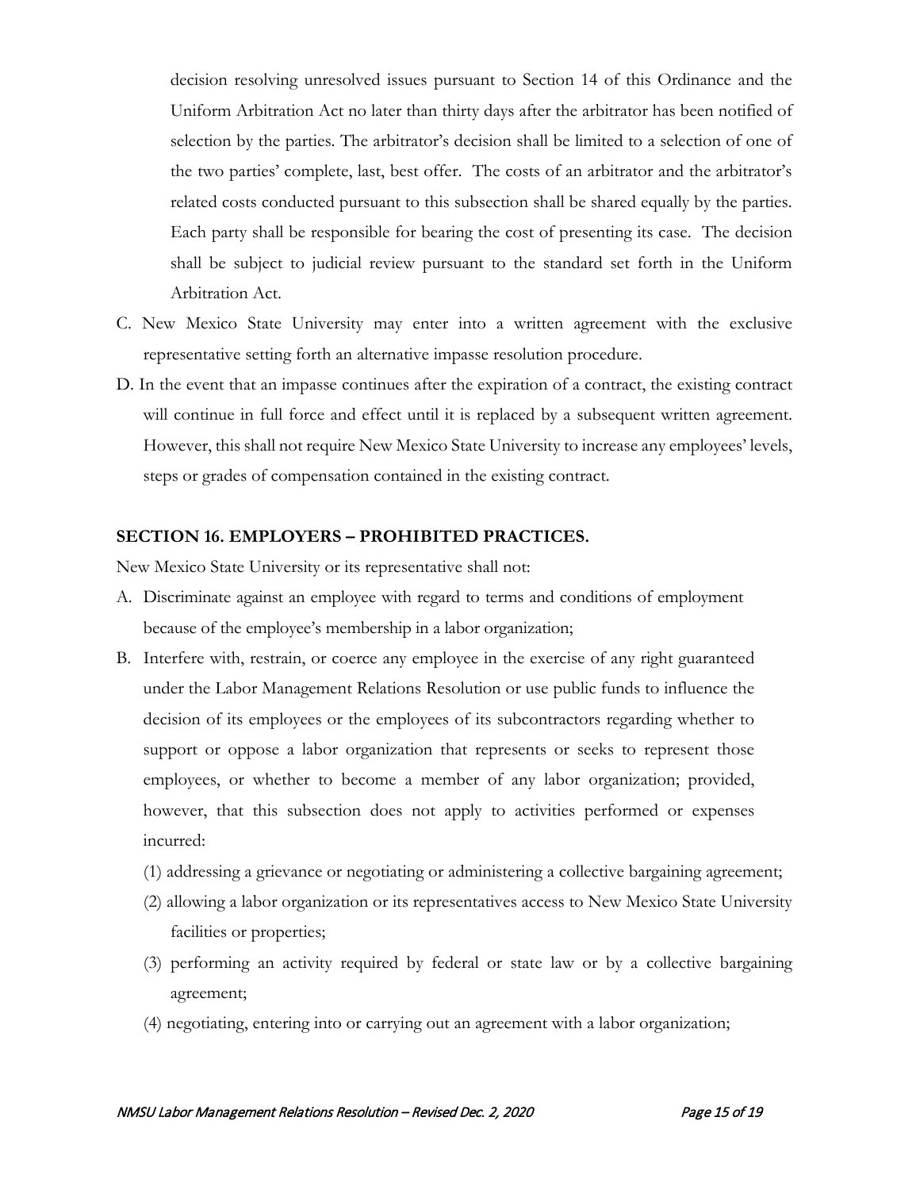decision resolving unresolved issues pursuant to Section 14 of this Ordinance and the Uniform Arbitration Act no later than thirty days after the arbitrator has been notified of selection by the parties. The arbitrator's decision shall be limited to a selection of one of the two parties' complete, last, best offer. The costs of an arbitrator and the arbitrator's related costs conducted pursuant to this subsection shall be shared equally by the parties. Each party shall be responsible for bearing the cost of presenting its case. The decision shall be subject to judicial review pursuant to the standard set forth in the Uniform Arbitration Act.

C. New Mexico State University may enter into a written agreement with the exclusive representative setting forth an alternative impasse resolution procedure.

D. In the event that an impasse continues after the expiration of a contract, the existing contract will continue in full force and effect until it is replaced by a subsequent written agreement. However, this shall not require New Mexico State University to increase any employees' levels, steps or grades of compensation contained in the existing contract.

### SECTION 16. EMPLOYERS – PROHIBITED PRACTICES.

New Mexico State University or its representative shall not:

A. Discriminate against an employee with regard to terms and conditions of employment because of the employee's membership in a labor organization;

B. Interfere with, restrain, or coerce any employee in the exercise of any right guaranteed under the Labor Management Relations Resolution or use public funds to influence the decision of its employees or the employees of its subcontractors regarding whether to support or oppose a labor organization that represents or seeks to represent those employees, or whether to become a member of any labor organization; provided, however, that this subsection does not apply to activities performed or expenses incurred:

   (1) addressing a grievance or negotiating or administering a collective bargaining agreement;

   (2) allowing a labor organization or its representatives access to New Mexico State University facilities or properties;

   (3) performing an activity required by federal or state law or by a collective bargaining agreement;

   (4) negotiating, entering into or carrying out an agreement with a labor organization;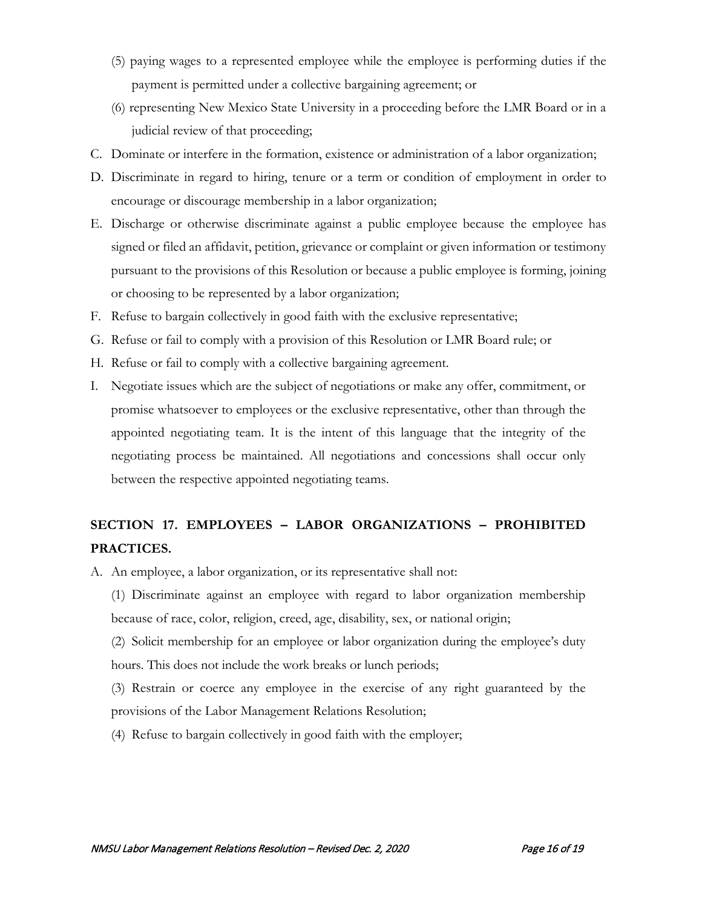(5) paying wages to a represented employee while the employee is performing duties if the payment is permitted under a collective bargaining agreement; or

(6) representing New Mexico State University in a proceeding before the LMR Board or in a judicial review of that proceeding;

C. Dominate or interfere in the formation, existence or administration of a labor organization;

D. Discriminate in regard to hiring, tenure or a term or condition of employment in order to encourage or discourage membership in a labor organization;

E. Discharge or otherwise discriminate against a public employee because the employee has signed or filed an affidavit, petition, grievance or complaint or given information or testimony pursuant to the provisions of this Resolution or because a public employee is forming, joining or choosing to be represented by a labor organization;

F. Refuse to bargain collectively in good faith with the exclusive representative;

G. Refuse or fail to comply with a provision of this Resolution or LMR Board rule; or

H. Refuse or fail to comply with a collective bargaining agreement.

I. Negotiate issues which are the subject of negotiations or make any offer, commitment, or promise whatsoever to employees or the exclusive representative, other than through the appointed negotiating team. It is the intent of this language that the integrity of the negotiating process be maintained. All negotiations and concessions shall occur only between the respective appointed negotiating teams.

## SECTION 17. EMPLOYEES – LABOR ORGANIZATIONS – PROHIBITED PRACTICES.

A. An employee, a labor organization, or its representative shall not:

(1) Discriminate against an employee with regard to labor organization membership because of race, color, religion, creed, age, disability, sex, or national origin;

(2) Solicit membership for an employee or labor organization during the employee's duty hours. This does not include the work breaks or lunch periods;

(3) Restrain or coerce any employee in the exercise of any right guaranteed by the provisions of the Labor Management Relations Resolution;

(4) Refuse to bargain collectively in good faith with the employer;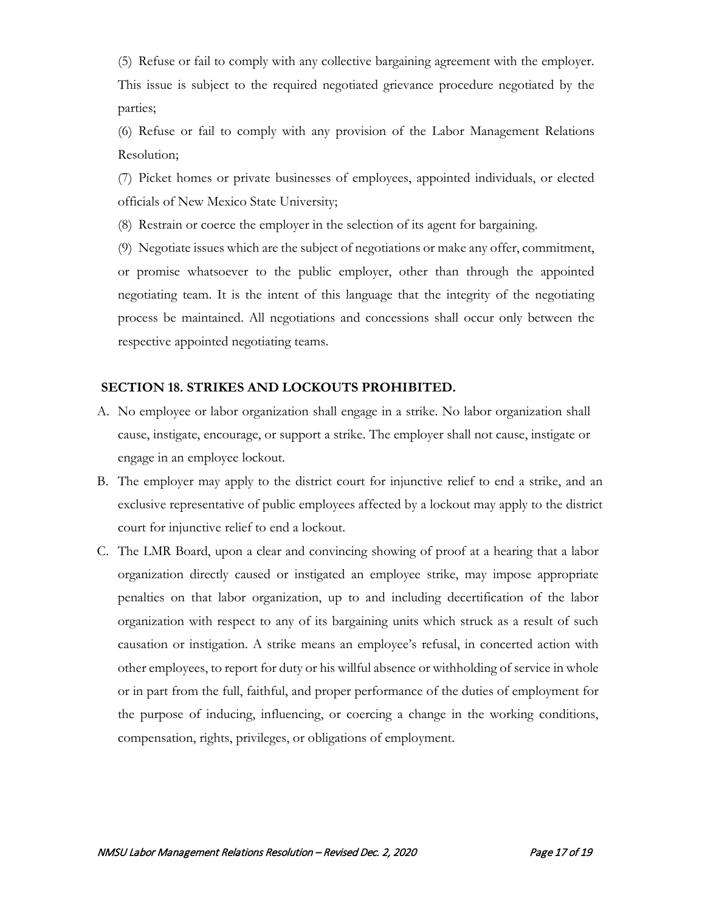(5) Refuse or fail to comply with any collective bargaining agreement with the employer. This issue is subject to the required negotiated grievance procedure negotiated by the parties;

(6) Refuse or fail to comply with any provision of the Labor Management Relations Resolution;

(7) Picket homes or private businesses of employees, appointed individuals, or elected officials of New Mexico State University;

(8) Restrain or coerce the employer in the selection of its agent for bargaining.

(9) Negotiate issues which are the subject of negotiations or make any offer, commitment, or promise whatsoever to the public employer, other than through the appointed negotiating team. It is the intent of this language that the integrity of the negotiating process be maintained. All negotiations and concessions shall occur only between the respective appointed negotiating teams.

## SECTION 18. STRIKES AND LOCKOUTS PROHIBITED.

A. No employee or labor organization shall engage in a strike. No labor organization shall cause, instigate, encourage, or support a strike. The employer shall not cause, instigate or engage in an employee lockout.

B. The employer may apply to the district court for injunctive relief to end a strike, and an exclusive representative of public employees affected by a lockout may apply to the district court for injunctive relief to end a lockout.

C. The LMR Board, upon a clear and convincing showing of proof at a hearing that a labor organization directly caused or instigated an employee strike, may impose appropriate penalties on that labor organization, up to and including decertification of the labor organization with respect to any of its bargaining units which struck as a result of such causation or instigation. A strike means an employee's refusal, in concerted action with other employees, to report for duty or his willful absence or withholding of service in whole or in part from the full, faithful, and proper performance of the duties of employment for the purpose of inducing, influencing, or coercing a change in the working conditions, compensation, rights, privileges, or obligations of employment.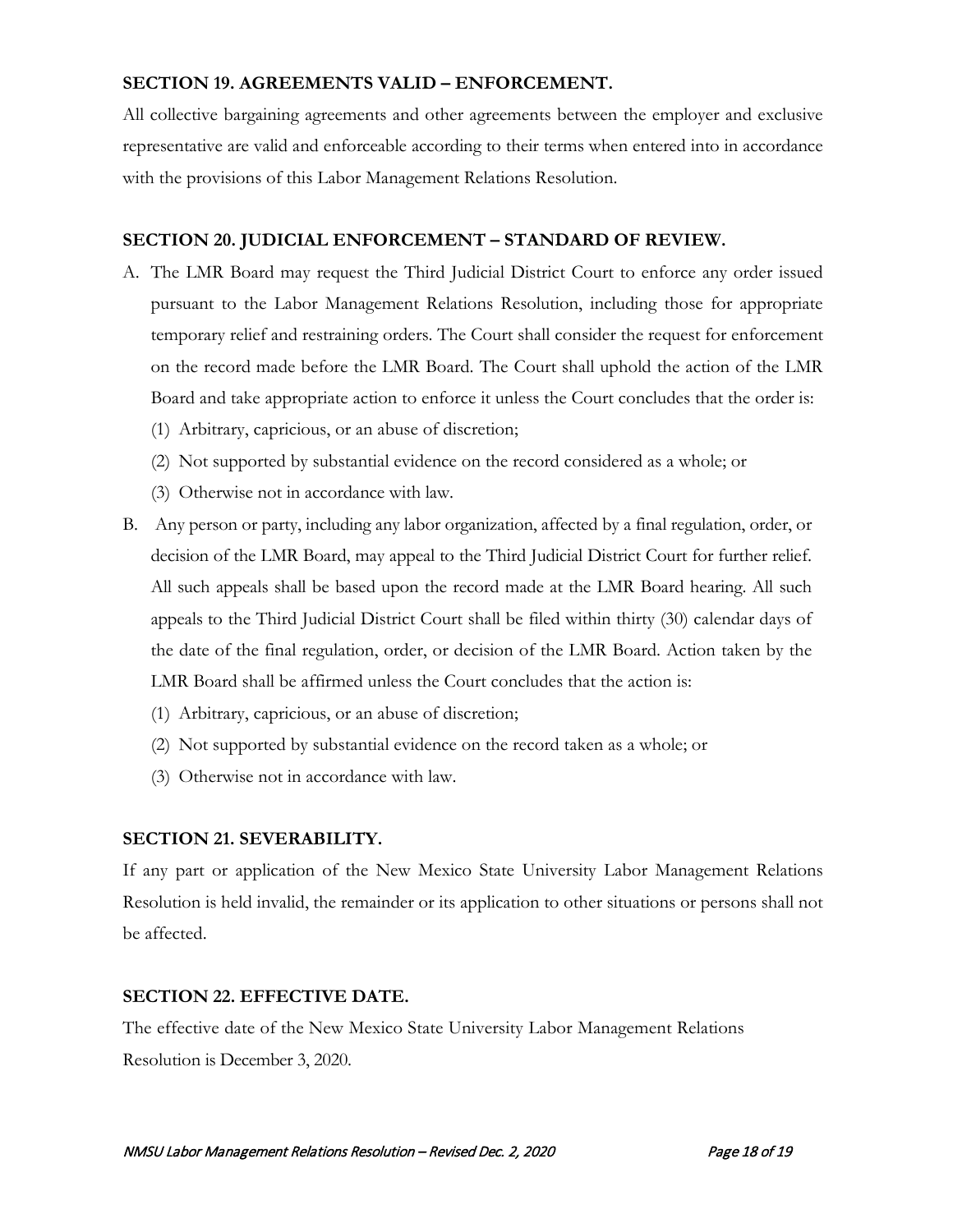### SECTION 19. AGREEMENTS VALID – ENFORCEMENT.

All collective bargaining agreements and other agreements between the employer and exclusive representative are valid and enforceable according to their terms when entered into in accordance with the provisions of this Labor Management Relations Resolution.

### SECTION 20. JUDICIAL ENFORCEMENT – STANDARD OF REVIEW.

A. The LMR Board may request the Third Judicial District Court to enforce any order issued pursuant to the Labor Management Relations Resolution, including those for appropriate temporary relief and restraining orders. The Court shall consider the request for enforcement on the record made before the LMR Board. The Court shall uphold the action of the LMR Board and take appropriate action to enforce it unless the Court concludes that the order is:
   (1) Arbitrary, capricious, or an abuse of discretion;
   (2) Not supported by substantial evidence on the record considered as a whole; or
   (3) Otherwise not in accordance with law.

B. Any person or party, including any labor organization, affected by a final regulation, order, or decision of the LMR Board, may appeal to the Third Judicial District Court for further relief. All such appeals shall be based upon the record made at the LMR Board hearing. All such appeals to the Third Judicial District Court shall be filed within thirty (30) calendar days of the date of the final regulation, order, or decision of the LMR Board. Action taken by the LMR Board shall be affirmed unless the Court concludes that the action is:
   (1) Arbitrary, capricious, or an abuse of discretion;
   (2) Not supported by substantial evidence on the record taken as a whole; or
   (3) Otherwise not in accordance with law.

### SECTION 21. SEVERABILITY.

If any part or application of the New Mexico State University Labor Management Relations Resolution is held invalid, the remainder or its application to other situations or persons shall not be affected.

### SECTION 22. EFFECTIVE DATE.

The effective date of the New Mexico State University Labor Management Relations Resolution is December 3, 2020.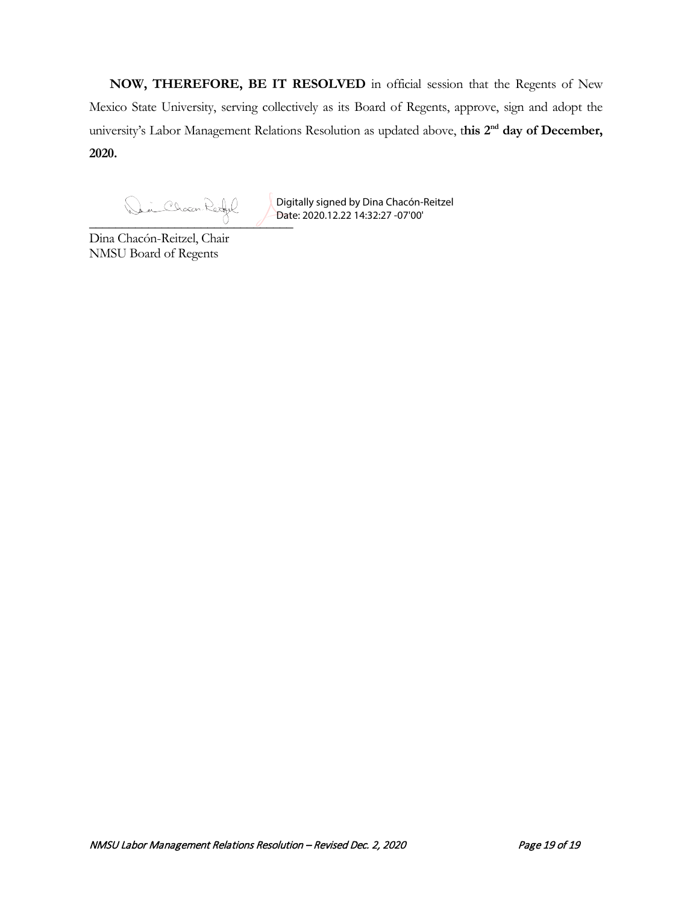**NOW, THEREFORE, BE IT RESOLVED** in official session that the Regents of New Mexico State University, serving collectively as its Board of Regents, approve, sign and adopt the university's Labor Management Relations Resolution as updated above, t**his 2nd day of December, 2020.**

Digitally signed by Dina Chacón-Reitzel
Date: 2020.12.22 14:32:27 -07'00'

\_\_\_\_\_\_\_\_\_\_\_\_\_\_\_\_\_\_\_\_\_\_\_\_\_\_\_\_\_\_\_\_

Dina Chacón-Reitzel, Chair
NMSU Board of Regents